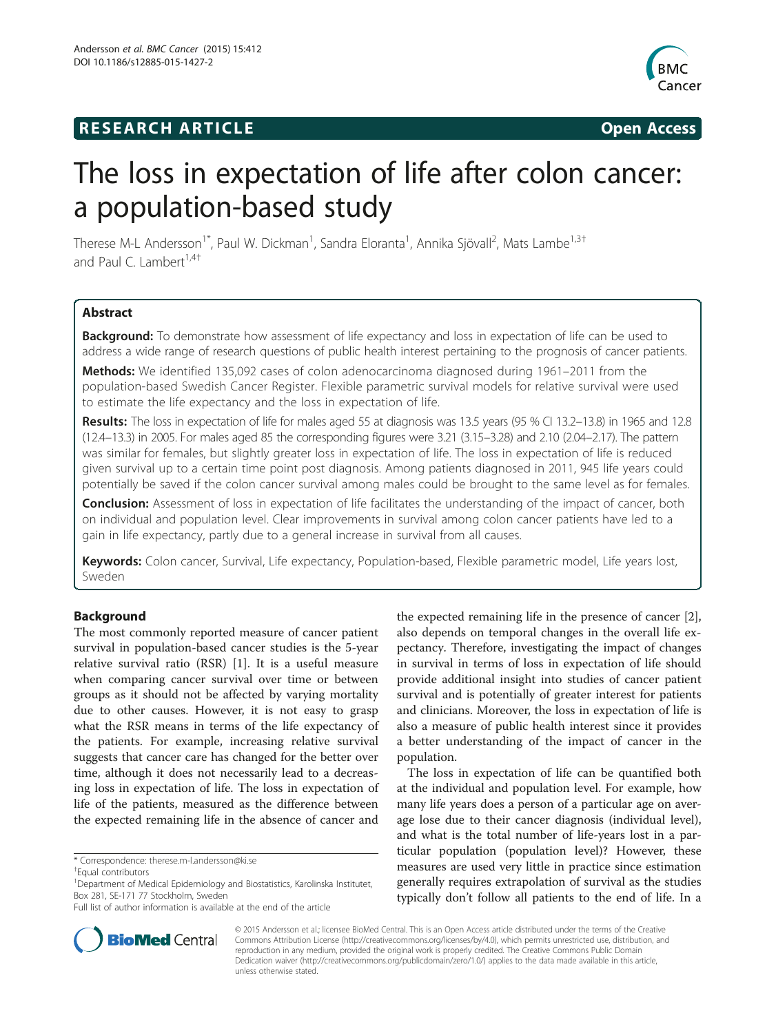**RESEARCH ARTICLE** **Open Access**

# The loss in expectation of life after colon cancer: a population-based study

Therese M-L Andersson[1*], Paul W. Dickman[1], Sandra Eloranta[1], Annika Sjövall[2], Mats Lambe[1,3†] and Paul C. Lambert[1,4†]

## Abstract

**Background:** To demonstrate how assessment of life expectancy and loss in expectation of life can be used to address a wide range of research questions of public health interest pertaining to the prognosis of cancer patients.

**Methods:** We identified 135,092 cases of colon adenocarcinoma diagnosed during 1961–2011 from the population-based Swedish Cancer Register. Flexible parametric survival models for relative survival were used to estimate the life expectancy and the loss in expectation of life.

**Results:** The loss in expectation of life for males aged 55 at diagnosis was 13.5 years (95 % CI 13.2–13.8) in 1965 and 12.8 (12.4–13.3) in 2005. For males aged 85 the corresponding figures were 3.21 (3.15–3.28) and 2.10 (2.04–2.17). The pattern was similar for females, but slightly greater loss in expectation of life. The loss in expectation of life is reduced given survival up to a certain time point post diagnosis. Among patients diagnosed in 2011, 945 life years could potentially be saved if the colon cancer survival among males could be brought to the same level as for females.

**Conclusion:** Assessment of loss in expectation of life facilitates the understanding of the impact of cancer, both on individual and population level. Clear improvements in survival among colon cancer patients have led to a gain in life expectancy, partly due to a general increase in survival from all causes.

**Keywords:** Colon cancer, Survival, Life expectancy, Population-based, Flexible parametric model, Life years lost, Sweden

## Background

The most commonly reported measure of cancer patient survival in population-based cancer studies is the 5-year relative survival ratio (RSR) [1]. It is a useful measure when comparing cancer survival over time or between groups as it should not be affected by varying mortality due to other causes. However, it is not easy to grasp what the RSR means in terms of the life expectancy of the patients. For example, increasing relative survival suggests that cancer care has changed for the better over time, although it does not necessarily lead to a decreasing loss in expectation of life. The loss in expectation of life of the patients, measured as the difference between the expected remaining life in the absence of cancer and the expected remaining life in the presence of cancer [2], also depends on temporal changes in the overall life expectancy. Therefore, investigating the impact of changes in survival in terms of loss in expectation of life should provide additional insight into studies of cancer patient survival and is potentially of greater interest for patients and clinicians. Moreover, the loss in expectation of life is also a measure of public health interest since it provides a better understanding of the impact of cancer in the population.

The loss in expectation of life can be quantified both at the individual and population level. For example, how many life years does a person of a particular age on average lose due to their cancer diagnosis (individual level), and what is the total number of life-years lost in a particular population (population level)? However, these measures are used very little in practice since estimation generally requires extrapolation of survival as the studies typically don't follow all patients to the end of life. In a

\* Correspondence: therese.m-l.andersson@ki.se

†Equal contributors

[1]Department of Medical Epidemiology and Biostatistics, Karolinska Institutet, Box 281, SE-171 77 Stockholm, Sweden

Full list of author information is available at the end of the article

© 2015 Andersson et al.; licensee BioMed Central. This is an Open Access article distributed under the terms of the Creative Commons Attribution License (http://creativecommons.org/licenses/by/4.0), which permits unrestricted use, distribution, and reproduction in any medium, provided the original work is properly credited. The Creative Commons Public Domain Dedication waiver (http://creativecommons.org/publicdomain/zero/1.0/) applies to the data made available in this article, unless otherwise stated.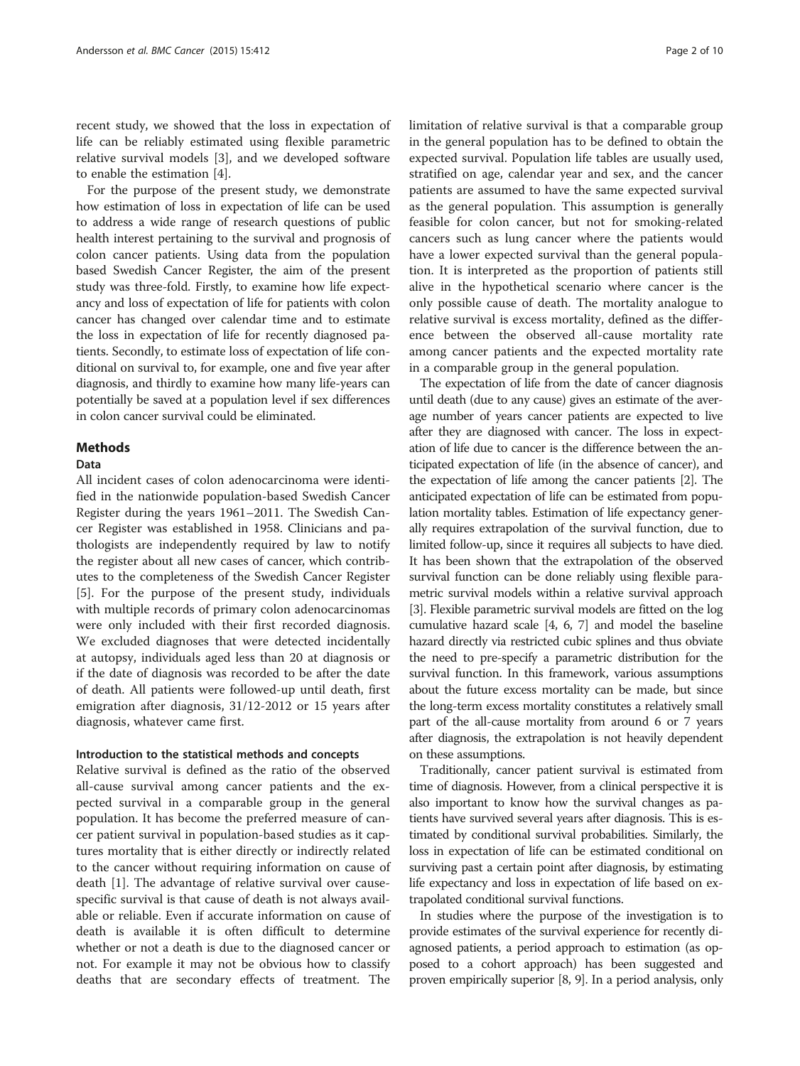recent study, we showed that the loss in expectation of life can be reliably estimated using flexible parametric relative survival models [3], and we developed software to enable the estimation [4].

For the purpose of the present study, we demonstrate how estimation of loss in expectation of life can be used to address a wide range of research questions of public health interest pertaining to the survival and prognosis of colon cancer patients. Using data from the population based Swedish Cancer Register, the aim of the present study was three-fold. Firstly, to examine how life expectancy and loss of expectation of life for patients with colon cancer has changed over calendar time and to estimate the loss in expectation of life for recently diagnosed patients. Secondly, to estimate loss of expectation of life conditional on survival to, for example, one and five year after diagnosis, and thirdly to examine how many life-years can potentially be saved at a population level if sex differences in colon cancer survival could be eliminated.

## Methods

### Data

All incident cases of colon adenocarcinoma were identified in the nationwide population-based Swedish Cancer Register during the years 1961–2011. The Swedish Cancer Register was established in 1958. Clinicians and pathologists are independently required by law to notify the register about all new cases of cancer, which contributes to the completeness of the Swedish Cancer Register [5]. For the purpose of the present study, individuals with multiple records of primary colon adenocarcinomas were only included with their first recorded diagnosis. We excluded diagnoses that were detected incidentally at autopsy, individuals aged less than 20 at diagnosis or if the date of diagnosis was recorded to be after the date of death. All patients were followed-up until death, first emigration after diagnosis, 31/12-2012 or 15 years after diagnosis, whatever came first.

### Introduction to the statistical methods and concepts

Relative survival is defined as the ratio of the observed all-cause survival among cancer patients and the expected survival in a comparable group in the general population. It has become the preferred measure of cancer patient survival in population-based studies as it captures mortality that is either directly or indirectly related to the cancer without requiring information on cause of death [1]. The advantage of relative survival over cause-specific survival is that cause of death is not always available or reliable. Even if accurate information on cause of death is available it is often difficult to determine whether or not a death is due to the diagnosed cancer or not. For example it may not be obvious how to classify deaths that are secondary effects of treatment. The limitation of relative survival is that a comparable group in the general population has to be defined to obtain the expected survival. Population life tables are usually used, stratified on age, calendar year and sex, and the cancer patients are assumed to have the same expected survival as the general population. This assumption is generally feasible for colon cancer, but not for smoking-related cancers such as lung cancer where the patients would have a lower expected survival than the general population. It is interpreted as the proportion of patients still alive in the hypothetical scenario where cancer is the only possible cause of death. The mortality analogue to relative survival is excess mortality, defined as the difference between the observed all-cause mortality rate among cancer patients and the expected mortality rate in a comparable group in the general population.

The expectation of life from the date of cancer diagnosis until death (due to any cause) gives an estimate of the average number of years cancer patients are expected to live after they are diagnosed with cancer. The loss in expectation of life due to cancer is the difference between the anticipated expectation of life (in the absence of cancer), and the expectation of life among the cancer patients [2]. The anticipated expectation of life can be estimated from population mortality tables. Estimation of life expectancy generally requires extrapolation of the survival function, due to limited follow-up, since it requires all subjects to have died. It has been shown that the extrapolation of the observed survival function can be done reliably using flexible parametric survival models within a relative survival approach [3]. Flexible parametric survival models are fitted on the log cumulative hazard scale [4, 6, 7] and model the baseline hazard directly via restricted cubic splines and thus obviate the need to pre-specify a parametric distribution for the survival function. In this framework, various assumptions about the future excess mortality can be made, but since the long-term excess mortality constitutes a relatively small part of the all-cause mortality from around 6 or 7 years after diagnosis, the extrapolation is not heavily dependent on these assumptions.

Traditionally, cancer patient survival is estimated from time of diagnosis. However, from a clinical perspective it is also important to know how the survival changes as patients have survived several years after diagnosis. This is estimated by conditional survival probabilities. Similarly, the loss in expectation of life can be estimated conditional on surviving past a certain point after diagnosis, by estimating life expectancy and loss in expectation of life based on extrapolated conditional survival functions.

In studies where the purpose of the investigation is to provide estimates of the survival experience for recently diagnosed patients, a period approach to estimation (as opposed to a cohort approach) has been suggested and proven empirically superior [8, 9]. In a period analysis, only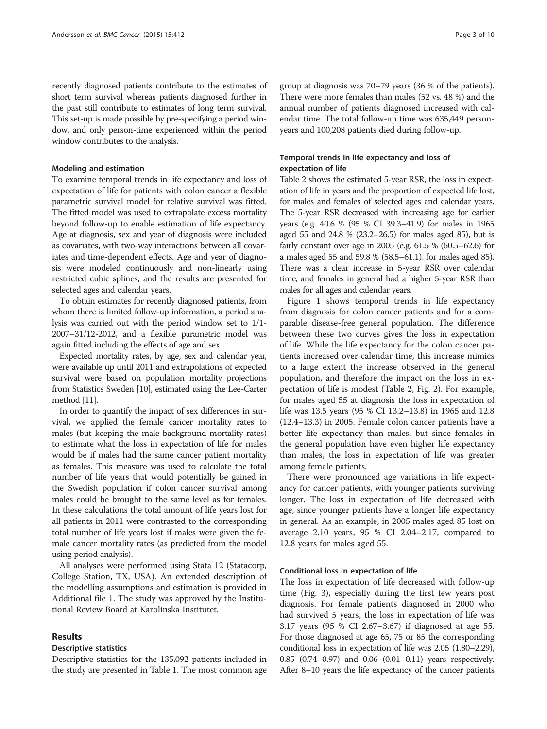recently diagnosed patients contribute to the estimates of short term survival whereas patients diagnosed further in the past still contribute to estimates of long term survival. This set-up is made possible by pre-specifying a period window, and only person-time experienced within the period window contributes to the analysis.

#### Modeling and estimation

To examine temporal trends in life expectancy and loss of expectation of life for patients with colon cancer a flexible parametric survival model for relative survival was fitted. The fitted model was used to extrapolate excess mortality beyond follow-up to enable estimation of life expectancy. Age at diagnosis, sex and year of diagnosis were included as covariates, with two-way interactions between all covariates and time-dependent effects. Age and year of diagnosis were modeled continuously and non-linearly using restricted cubic splines, and the results are presented for selected ages and calendar years.

To obtain estimates for recently diagnosed patients, from whom there is limited follow-up information, a period analysis was carried out with the period window set to 1/1-2007–31/12-2012, and a flexible parametric model was again fitted including the effects of age and sex.

Expected mortality rates, by age, sex and calendar year, were available up until 2011 and extrapolations of expected survival were based on population mortality projections from Statistics Sweden [10], estimated using the Lee-Carter method [11].

In order to quantify the impact of sex differences in survival, we applied the female cancer mortality rates to males (but keeping the male background mortality rates) to estimate what the loss in expectation of life for males would be if males had the same cancer patient mortality as females. This measure was used to calculate the total number of life years that would potentially be gained in the Swedish population if colon cancer survival among males could be brought to the same level as for females. In these calculations the total amount of life years lost for all patients in 2011 were contrasted to the corresponding total number of life years lost if males were given the female cancer mortality rates (as predicted from the model using period analysis).

All analyses were performed using Stata 12 (Statacorp, College Station, TX, USA). An extended description of the modelling assumptions and estimation is provided in Additional file 1. The study was approved by the Institutional Review Board at Karolinska Institutet.

## Results

#### Descriptive statistics

Descriptive statistics for the 135,092 patients included in the study are presented in Table 1. The most common age group at diagnosis was 70–79 years (36 % of the patients). There were more females than males (52 vs. 48 %) and the annual number of patients diagnosed increased with calendar time. The total follow-up time was 635,449 person-years and 100,208 patients died during follow-up.

#### Temporal trends in life expectancy and loss of expectation of life

Table 2 shows the estimated 5-year RSR, the loss in expectation of life in years and the proportion of expected life lost, for males and females of selected ages and calendar years. The 5-year RSR decreased with increasing age for earlier years (e.g. 40.6 % (95 % CI 39.3–41.9) for males in 1965 aged 55 and 24.8 % (23.2–26.5) for males aged 85), but is fairly constant over age in 2005 (e.g. 61.5 % (60.5–62.6) for a males aged 55 and 59.8 % (58.5–61.1), for males aged 85). There was a clear increase in 5-year RSR over calendar time, and females in general had a higher 5-year RSR than males for all ages and calendar years.

Figure 1 shows temporal trends in life expectancy from diagnosis for colon cancer patients and for a comparable disease-free general population. The difference between these two curves gives the loss in expectation of life. While the life expectancy for the colon cancer patients increased over calendar time, this increase mimics to a large extent the increase observed in the general population, and therefore the impact on the loss in expectation of life is modest (Table 2, Fig. 2). For example, for males aged 55 at diagnosis the loss in expectation of life was 13.5 years (95 % CI 13.2–13.8) in 1965 and 12.8 (12.4–13.3) in 2005. Female colon cancer patients have a better life expectancy than males, but since females in the general population have even higher life expectancy than males, the loss in expectation of life was greater among female patients.

There were pronounced age variations in life expectancy for cancer patients, with younger patients surviving longer. The loss in expectation of life decreased with age, since younger patients have a longer life expectancy in general. As an example, in 2005 males aged 85 lost on average 2.10 years, 95 % CI 2.04–2.17, compared to 12.8 years for males aged 55.

#### Conditional loss in expectation of life

The loss in expectation of life decreased with follow-up time (Fig. 3), especially during the first few years post diagnosis. For female patients diagnosed in 2000 who had survived 5 years, the loss in expectation of life was 3.17 years (95 % CI 2.67–3.67) if diagnosed at age 55. For those diagnosed at age 65, 75 or 85 the corresponding conditional loss in expectation of life was 2.05 (1.80–2.29), 0.85 (0.74–0.97) and 0.06 (0.01–0.11) years respectively. After 8–10 years the life expectancy of the cancer patients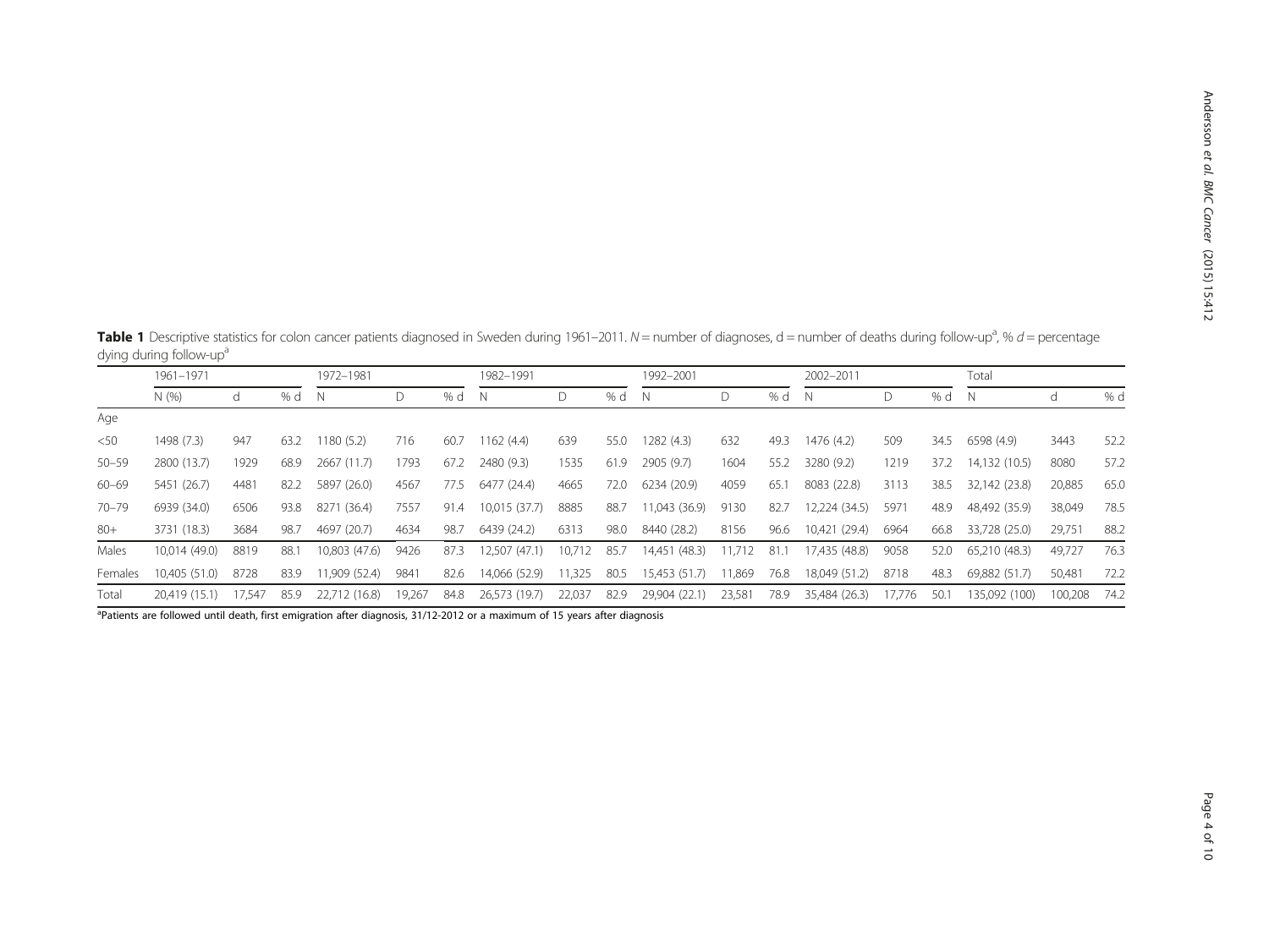**Table 1** Descriptive statistics for colon cancer patients diagnosed in Sweden during 1961–2011. *N* = number of diagnoses, d = number of deaths during follow-up[a], % *d* = percentage dying during follow-up[a]

| | 1961–1971 | | | 1972–1981 | | | 1982–1991 | | | 1992–2001 | | | 2002–2011 | | | Total | | |
|---|---|---|---|---|---|---|---|---|---|---|---|---|---|---|---|---|---|---|
| | N (%) | d | % d | N | D | % d | N | D | % d | N | D | % d | N | D | % d | N | d | % d |
| Age | | | | | | | | | | | | | | | | | | |
| <50 | 1498 (7.3) | 947 | 63.2 | 1180 (5.2) | 716 | 60.7 | 1162 (4.4) | 639 | 55.0 | 1282 (4.3) | 632 | 49.3 | 1476 (4.2) | 509 | 34.5 | 6598 (4.9) | 3443 | 52.2 |
| 50–59 | 2800 (13.7) | 1929 | 68.9 | 2667 (11.7) | 1793 | 67.2 | 2480 (9.3) | 1535 | 61.9 | 2905 (9.7) | 1604 | 55.2 | 3280 (9.2) | 1219 | 37.2 | 14,132 (10.5) | 8080 | 57.2 |
| 60–69 | 5451 (26.7) | 4481 | 82.2 | 5897 (26.0) | 4567 | 77.5 | 6477 (24.4) | 4665 | 72.0 | 6234 (20.9) | 4059 | 65.1 | 8083 (22.8) | 3113 | 38.5 | 32,142 (23.8) | 20,885 | 65.0 |
| 70–79 | 6939 (34.0) | 6506 | 93.8 | 8271 (36.4) | 7557 | 91.4 | 10,015 (37.7) | 8885 | 88.7 | 11,043 (36.9) | 9130 | 82.7 | 12,224 (34.5) | 5971 | 48.9 | 48,492 (35.9) | 38,049 | 78.5 |
| 80+ | 3731 (18.3) | 3684 | 98.7 | 4697 (20.7) | 4634 | 98.7 | 6439 (24.2) | 6313 | 98.0 | 8440 (28.2) | 8156 | 96.6 | 10,421 (29.4) | 6964 | 66.8 | 33,728 (25.0) | 29,751 | 88.2 |
| Males | 10,014 (49.0) | 8819 | 88.1 | 10,803 (47.6) | 9426 | 87.3 | 12,507 (47.1) | 10,712 | 85.7 | 14,451 (48.3) | 11,712 | 81.1 | 17,435 (48.8) | 9058 | 52.0 | 65,210 (48.3) | 49,727 | 76.3 |
| Females | 10,405 (51.0) | 8728 | 83.9 | 11,909 (52.4) | 9841 | 82.6 | 14,066 (52.9) | 11,325 | 80.5 | 15,453 (51.7) | 11,869 | 76.8 | 18,049 (51.2) | 8718 | 48.3 | 69,882 (51.7) | 50,481 | 72.2 |
| Total | 20,419 (15.1) | 17,547 | 85.9 | 22,712 (16.8) | 19,267 | 84.8 | 26,573 (19.7) | 22,037 | 82.9 | 29,904 (22.1) | 23,581 | 78.9 | 35,484 (26.3) | 17,776 | 50.1 | 135,092 (100) | 100,208 | 74.2 |

[a]Patients are followed until death, first emigration after diagnosis, 31/12-2012 or a maximum of 15 years after diagnosis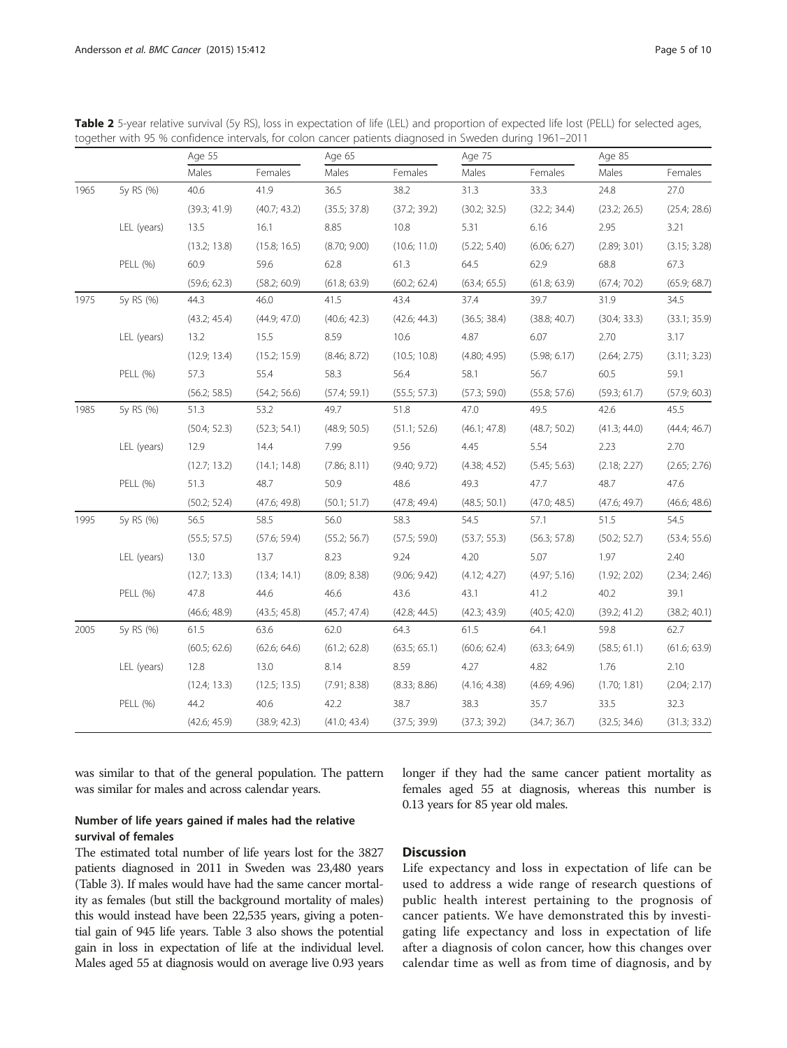**Table 2** 5-year relative survival (5y RS), loss in expectation of life (LEL) and proportion of expected life lost (PELL) for selected ages, together with 95 % confidence intervals, for colon cancer patients diagnosed in Sweden during 1961–2011

| | | Age 55 | | Age 65 | | Age 75 | | Age 85 | |
|---|---|---|---|---|---|---|---|---|---|
| | | Males | Females | Males | Females | Males | Females | Males | Females |
| 1965 | 5y RS (%) | 40.6 | 41.9 | 36.5 | 38.2 | 31.3 | 33.3 | 24.8 | 27.0 |
| | | (39.3; 41.9) | (40.7; 43.2) | (35.5; 37.8) | (37.2; 39.2) | (30.2; 32.5) | (32.2; 34.4) | (23.2; 26.5) | (25.4; 28.6) |
| | LEL (years) | 13.5 | 16.1 | 8.85 | 10.8 | 5.31 | 6.16 | 2.95 | 3.21 |
| | | (13.2; 13.8) | (15.8; 16.5) | (8.70; 9.00) | (10.6; 11.0) | (5.22; 5.40) | (6.06; 6.27) | (2.89; 3.01) | (3.15; 3.28) |
| | PELL (%) | 60.9 | 59.6 | 62.8 | 61.3 | 64.5 | 62.9 | 68.8 | 67.3 |
| | | (59.6; 62.3) | (58.2; 60.9) | (61.8; 63.9) | (60.2; 62.4) | (63.4; 65.5) | (61.8; 63.9) | (67.4; 70.2) | (65.9; 68.7) |
| 1975 | 5y RS (%) | 44.3 | 46.0 | 41.5 | 43.4 | 37.4 | 39.7 | 31.9 | 34.5 |
| | | (43.2; 45.4) | (44.9; 47.0) | (40.6; 42.3) | (42.6; 44.3) | (36.5; 38.4) | (38.8; 40.7) | (30.4; 33.3) | (33.1; 35.9) |
| | LEL (years) | 13.2 | 15.5 | 8.59 | 10.6 | 4.87 | 6.07 | 2.70 | 3.17 |
| | | (12.9; 13.4) | (15.2; 15.9) | (8.46; 8.72) | (10.5; 10.8) | (4.80; 4.95) | (5.98; 6.17) | (2.64; 2.75) | (3.11; 3.23) |
| | PELL (%) | 57.3 | 55.4 | 58.3 | 56.4 | 58.1 | 56.7 | 60.5 | 59.1 |
| | | (56.2; 58.5) | (54.2; 56.6) | (57.4; 59.1) | (55.5; 57.3) | (57.3; 59.0) | (55.8; 57.6) | (59.3; 61.7) | (57.9; 60.3) |
| 1985 | 5y RS (%) | 51.3 | 53.2 | 49.7 | 51.8 | 47.0 | 49.5 | 42.6 | 45.5 |
| | | (50.4; 52.3) | (52.3; 54.1) | (48.9; 50.5) | (51.1; 52.6) | (46.1; 47.8) | (48.7; 50.2) | (41.3; 44.0) | (44.4; 46.7) |
| | LEL (years) | 12.9 | 14.4 | 7.99 | 9.56 | 4.45 | 5.54 | 2.23 | 2.70 |
| | | (12.7; 13.2) | (14.1; 14.8) | (7.86; 8.11) | (9.40; 9.72) | (4.38; 4.52) | (5.45; 5.63) | (2.18; 2.27) | (2.65; 2.76) |
| | PELL (%) | 51.3 | 48.7 | 50.9 | 48.6 | 49.3 | 47.7 | 48.7 | 47.6 |
| | | (50.2; 52.4) | (47.6; 49.8) | (50.1; 51.7) | (47.8; 49.4) | (48.5; 50.1) | (47.0; 48.5) | (47.6; 49.7) | (46.6; 48.6) |
| 1995 | 5y RS (%) | 56.5 | 58.5 | 56.0 | 58.3 | 54.5 | 57.1 | 51.5 | 54.5 |
| | | (55.5; 57.5) | (57.6; 59.4) | (55.2; 56.7) | (57.5; 59.0) | (53.7; 55.3) | (56.3; 57.8) | (50.2; 52.7) | (53.4; 55.6) |
| | LEL (years) | 13.0 | 13.7 | 8.23 | 9.24 | 4.20 | 5.07 | 1.97 | 2.40 |
| | | (12.7; 13.3) | (13.4; 14.1) | (8.09; 8.38) | (9.06; 9.42) | (4.12; 4.27) | (4.97; 5.16) | (1.92; 2.02) | (2.34; 2.46) |
| | PELL (%) | 47.8 | 44.6 | 46.6 | 43.6 | 43.1 | 41.2 | 40.2 | 39.1 |
| | | (46.6; 48.9) | (43.5; 45.8) | (45.7; 47.4) | (42.8; 44.5) | (42.3; 43.9) | (40.5; 42.0) | (39.2; 41.2) | (38.2; 40.1) |
| 2005 | 5y RS (%) | 61.5 | 63.6 | 62.0 | 64.3 | 61.5 | 64.1 | 59.8 | 62.7 |
| | | (60.5; 62.6) | (62.6; 64.6) | (61.2; 62.8) | (63.5; 65.1) | (60.6; 62.4) | (63.3; 64.9) | (58.5; 61.1) | (61.6; 63.9) |
| | LEL (years) | 12.8 | 13.0 | 8.14 | 8.59 | 4.27 | 4.82 | 1.76 | 2.10 |
| | | (12.4; 13.3) | (12.5; 13.5) | (7.91; 8.38) | (8.33; 8.86) | (4.16; 4.38) | (4.69; 4.96) | (1.70; 1.81) | (2.04; 2.17) |
| | PELL (%) | 44.2 | 40.6 | 42.2 | 38.7 | 38.3 | 35.7 | 33.5 | 32.3 |
| | | (42.6; 45.9) | (38.9; 42.3) | (41.0; 43.4) | (37.5; 39.9) | (37.3; 39.2) | (34.7; 36.7) | (32.5; 34.6) | (31.3; 33.2) |

was similar to that of the general population. The pattern was similar for males and across calendar years.

### Number of life years gained if males had the relative survival of females

The estimated total number of life years lost for the 3827 patients diagnosed in 2011 in Sweden was 23,480 years (Table 3). If males would have had the same cancer mortality as females (but still the background mortality of males) this would instead have been 22,535 years, giving a potential gain of 945 life years. Table 3 also shows the potential gain in loss in expectation of life at the individual level. Males aged 55 at diagnosis would on average live 0.93 years longer if they had the same cancer patient mortality as females aged 55 at diagnosis, whereas this number is 0.13 years for 85 year old males.

## Discussion

Life expectancy and loss in expectation of life can be used to address a wide range of research questions of public health interest pertaining to the prognosis of cancer patients. We have demonstrated this by investigating life expectancy and loss in expectation of life after a diagnosis of colon cancer, how this changes over calendar time as well as from time of diagnosis, and by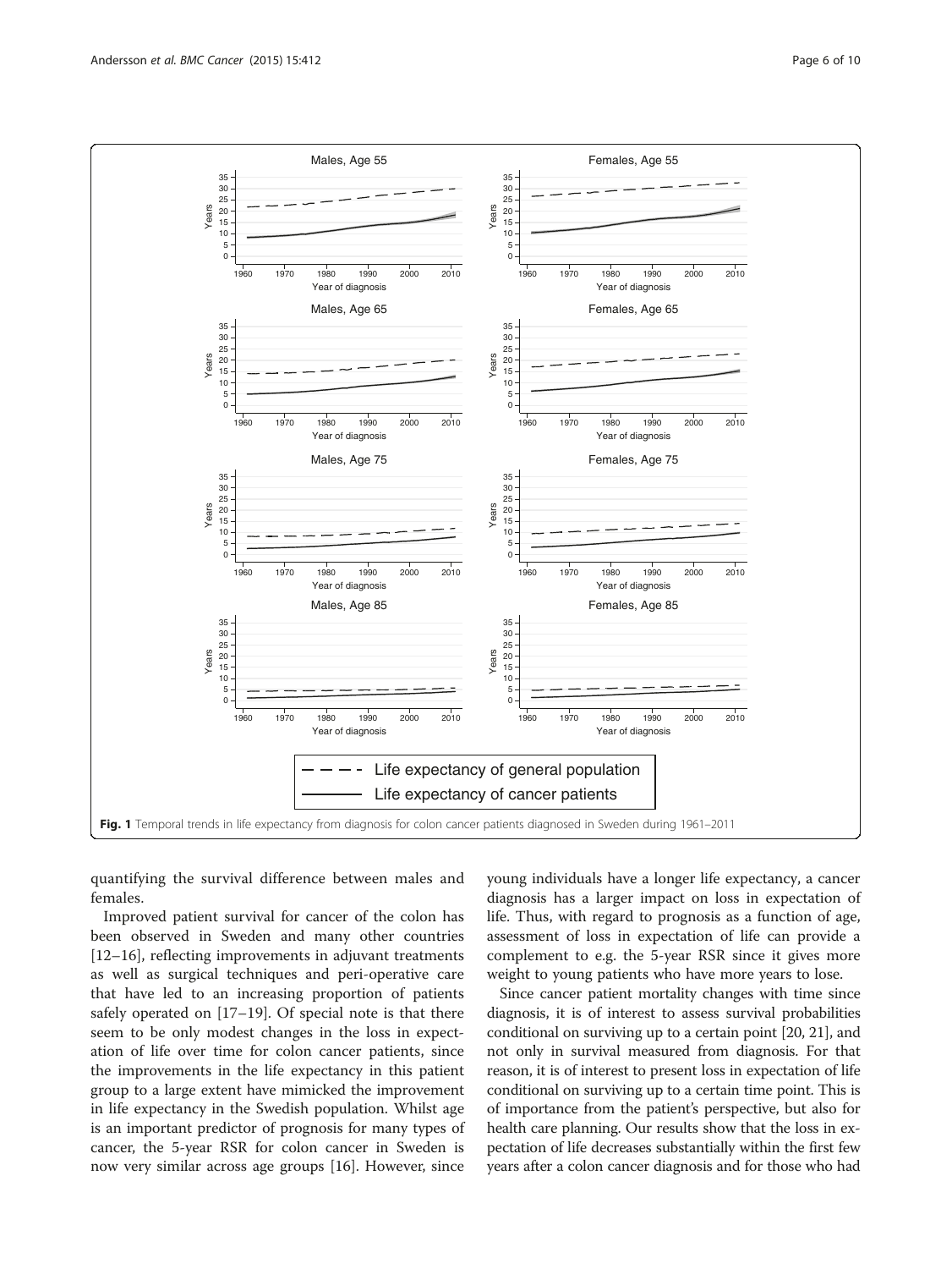Fig. 1 Temporal trends in life expectancy from diagnosis for colon cancer patients diagnosed in Sweden during 1961–2011

quantifying the survival difference between males and females.

Improved patient survival for cancer of the colon has been observed in Sweden and many other countries [12–16], reflecting improvements in adjuvant treatments as well as surgical techniques and peri-operative care that have led to an increasing proportion of patients safely operated on [17–19]. Of special note is that there seem to be only modest changes in the loss in expectation of life over time for colon cancer patients, since the improvements in the life expectancy in this patient group to a large extent have mimicked the improvement in life expectancy in the Swedish population. Whilst age is an important predictor of prognosis for many types of cancer, the 5-year RSR for colon cancer in Sweden is now very similar across age groups [16]. However, since young individuals have a longer life expectancy, a cancer diagnosis has a larger impact on loss in expectation of life. Thus, with regard to prognosis as a function of age, assessment of loss in expectation of life can provide a complement to e.g. the 5-year RSR since it gives more weight to young patients who have more years to lose.

Since cancer patient mortality changes with time since diagnosis, it is of interest to assess survival probabilities conditional on surviving up to a certain point [20, 21], and not only in survival measured from diagnosis. For that reason, it is of interest to present loss in expectation of life conditional on surviving up to a certain time point. This is of importance from the patient's perspective, but also for health care planning. Our results show that the loss in expectation of life decreases substantially within the first few years after a colon cancer diagnosis and for those who had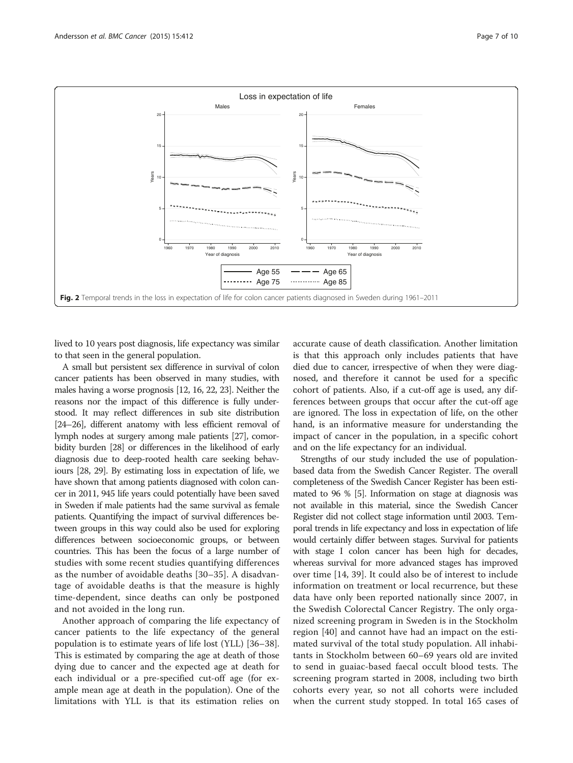Fig. 2 Temporal trends in the loss in expectation of life for colon cancer patients diagnosed in Sweden during 1961–2011

lived to 10 years post diagnosis, life expectancy was similar to that seen in the general population.

A small but persistent sex difference in survival of colon cancer patients has been observed in many studies, with males having a worse prognosis [12, 16, 22, 23]. Neither the reasons nor the impact of this difference is fully understood. It may reflect differences in sub site distribution [24–26], different anatomy with less efficient removal of lymph nodes at surgery among male patients [27], comorbidity burden [28] or differences in the likelihood of early diagnosis due to deep-rooted health care seeking behaviours [28, 29]. By estimating loss in expectation of life, we have shown that among patients diagnosed with colon cancer in 2011, 945 life years could potentially have been saved in Sweden if male patients had the same survival as female patients. Quantifying the impact of survival differences between groups in this way could also be used for exploring differences between socioeconomic groups, or between countries. This has been the focus of a large number of studies with some recent studies quantifying differences as the number of avoidable deaths [30–35]. A disadvantage of avoidable deaths is that the measure is highly time-dependent, since deaths can only be postponed and not avoided in the long run.

Another approach of comparing the life expectancy of cancer patients to the life expectancy of the general population is to estimate years of life lost (YLL) [36–38]. This is estimated by comparing the age at death of those dying due to cancer and the expected age at death for each individual or a pre-specified cut-off age (for example mean age at death in the population). One of the limitations with YLL is that its estimation relies on accurate cause of death classification. Another limitation is that this approach only includes patients that have died due to cancer, irrespective of when they were diagnosed, and therefore it cannot be used for a specific cohort of patients. Also, if a cut-off age is used, any differences between groups that occur after the cut-off age are ignored. The loss in expectation of life, on the other hand, is an informative measure for understanding the impact of cancer in the population, in a specific cohort and on the life expectancy for an individual.

Strengths of our study included the use of population-based data from the Swedish Cancer Register. The overall completeness of the Swedish Cancer Register has been estimated to 96 % [5]. Information on stage at diagnosis was not available in this material, since the Swedish Cancer Register did not collect stage information until 2003. Temporal trends in life expectancy and loss in expectation of life would certainly differ between stages. Survival for patients with stage I colon cancer has been high for decades, whereas survival for more advanced stages has improved over time [14, 39]. It could also be of interest to include information on treatment or local recurrence, but these data have only been reported nationally since 2007, in the Swedish Colorectal Cancer Registry. The only organized screening program in Sweden is in the Stockholm region [40] and cannot have had an impact on the estimated survival of the total study population. All inhabitants in Stockholm between 60–69 years old are invited to send in guaiac-based faecal occult blood tests. The screening program started in 2008, including two birth cohorts every year, so not all cohorts were included when the current study stopped. In total 165 cases of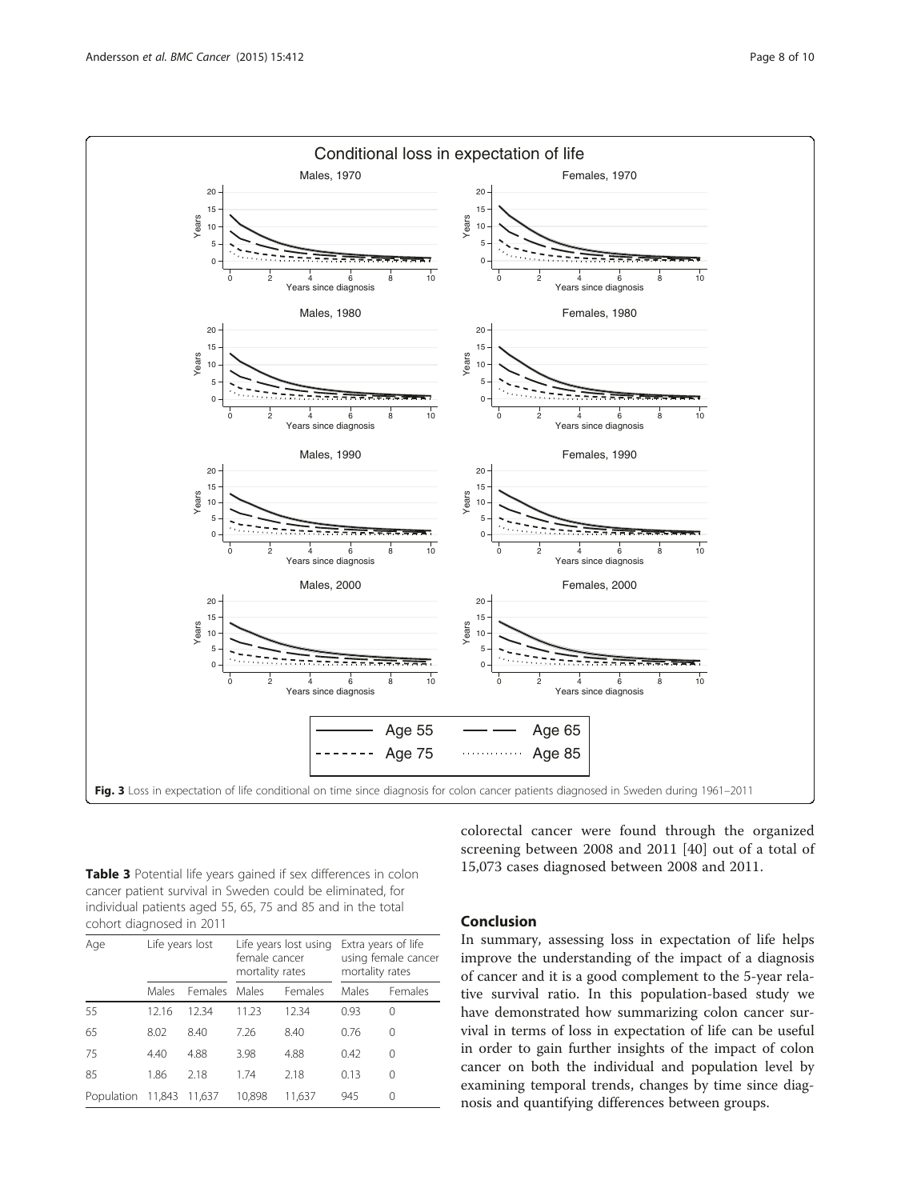Fig. 3 Loss in expectation of life conditional on time since diagnosis for colon cancer patients diagnosed in Sweden during 1961–2011

**Table 3** Potential life years gained if sex differences in colon cancer patient survival in Sweden could be eliminated, for individual patients aged 55, 65, 75 and 85 and in the total cohort diagnosed in 2011

| Age | Life years lost | | Life years lost using female cancer mortality rates | | Extra years of life using female cancer mortality rates | |
|---|---|---|---|---|---|---|
| | Males | Females | Males | Females | Males | Females |
| 55 | 12.16 | 12.34 | 11.23 | 12.34 | 0.93 | 0 |
| 65 | 8.02 | 8.40 | 7.26 | 8.40 | 0.76 | 0 |
| 75 | 4.40 | 4.88 | 3.98 | 4.88 | 0.42 | 0 |
| 85 | 1.86 | 2.18 | 1.74 | 2.18 | 0.13 | 0 |
| Population | 11,843 | 11,637 | 10,898 | 11,637 | 945 | 0 |

colorectal cancer were found through the organized screening between 2008 and 2011 [40] out of a total of 15,073 cases diagnosed between 2008 and 2011.

## Conclusion

In summary, assessing loss in expectation of life helps improve the understanding of the impact of a diagnosis of cancer and it is a good complement to the 5-year relative survival ratio. In this population-based study we have demonstrated how summarizing colon cancer survival in terms of loss in expectation of life can be useful in order to gain further insights of the impact of colon cancer on both the individual and population level by examining temporal trends, changes by time since diagnosis and quantifying differences between groups.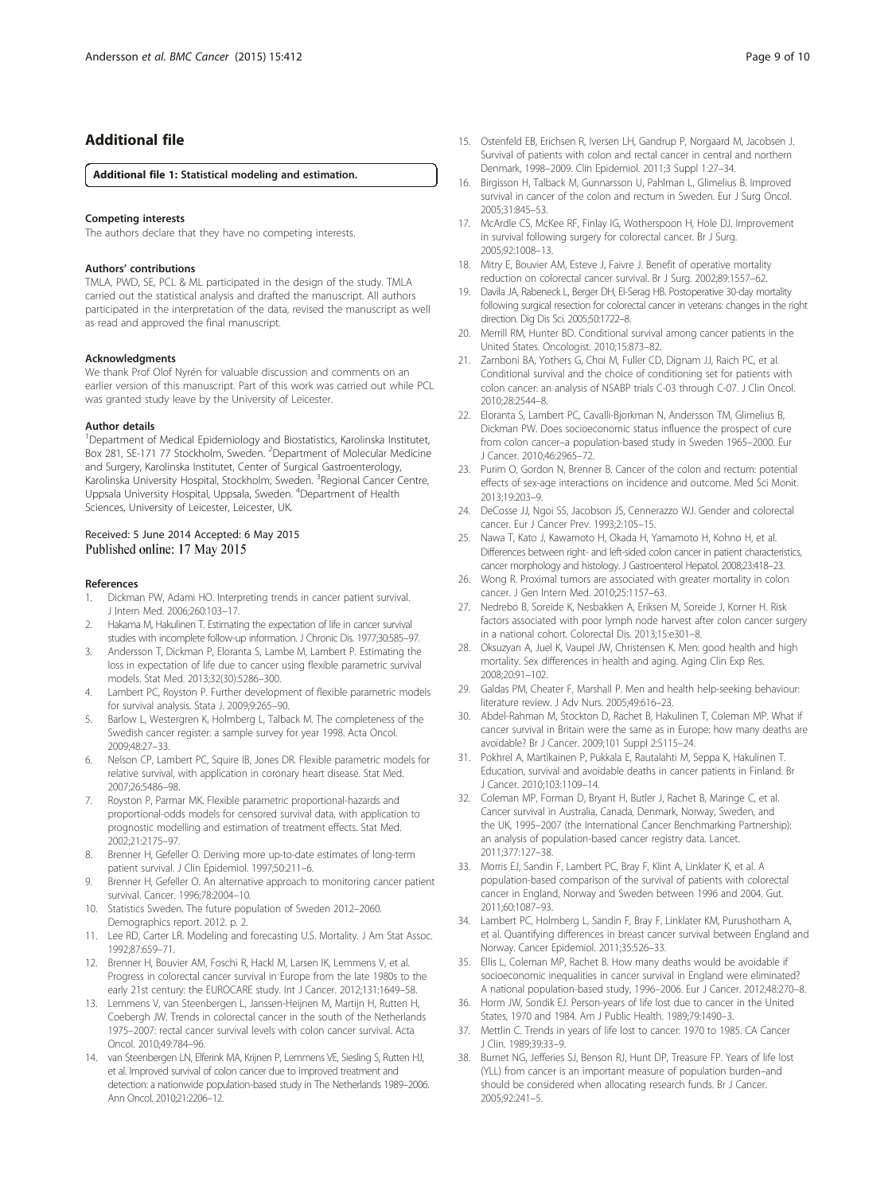## Additional file

**Additional file 1: Statistical modeling and estimation.**

#### Competing interests

The authors declare that they have no competing interests.

#### Authors' contributions

TMLA, PWD, SE, PCL & ML participated in the design of the study. TMLA carried out the statistical analysis and drafted the manuscript. All authors participated in the interpretation of the data, revised the manuscript as well as read and approved the final manuscript.

#### Acknowledgments

We thank Prof Olof Nyrén for valuable discussion and comments on an earlier version of this manuscript. Part of this work was carried out while PCL was granted study leave by the University of Leicester.

#### Author details

[1]Department of Medical Epidemiology and Biostatistics, Karolinska Institutet, Box 281, SE-171 77 Stockholm, Sweden. [2]Department of Molecular Medicine and Surgery, Karolinska Institutet, Center of Surgical Gastroenterology, Karolinska University Hospital, Stockholm, Sweden. [3]Regional Cancer Centre, Uppsala University Hospital, Uppsala, Sweden. [4]Department of Health Sciences, University of Leicester, Leicester, UK.

Received: 5 June 2014 Accepted: 6 May 2015
Published online: 17 May 2015

#### References

1. Dickman PW, Adami HO. Interpreting trends in cancer patient survival. J Intern Med. 2006;260:103–17.
2. Hakama M, Hakulinen T. Estimating the expectation of life in cancer survival studies with incomplete follow-up information. J Chronic Dis. 1977;30:585–97.
3. Andersson T, Dickman P, Eloranta S, Lambe M, Lambert P. Estimating the loss in expectation of life due to cancer using flexible parametric survival models. Stat Med. 2013;32(30):5286–300.
4. Lambert PC, Royston P. Further development of flexible parametric models for survival analysis. Stata J. 2009;9:265–90.
5. Barlow L, Westergren K, Holmberg L, Talback M. The completeness of the Swedish cancer register: a sample survey for year 1998. Acta Oncol. 2009;48:27–33.
6. Nelson CP, Lambert PC, Squire IB, Jones DR. Flexible parametric models for relative survival, with application in coronary heart disease. Stat Med. 2007;26:5486–98.
7. Royston P, Parmar MK. Flexible parametric proportional-hazards and proportional-odds models for censored survival data, with application to prognostic modelling and estimation of treatment effects. Stat Med. 2002;21:2175–97.
8. Brenner H, Gefeller O. Deriving more up-to-date estimates of long-term patient survival. J Clin Epidemiol. 1997;50:211–6.
9. Brenner H, Gefeller O. An alternative approach to monitoring cancer patient survival. Cancer. 1996;78:2004–10.
10. Statistics Sweden. The future population of Sweden 2012–2060. Demographics report. 2012. p. 2.
11. Lee RD, Carter LR. Modeling and forecasting U.S. Mortality. J Am Stat Assoc. 1992;87:659–71.
12. Brenner H, Bouvier AM, Foschi R, Hackl M, Larsen IK, Lemmens V, et al. Progress in colorectal cancer survival in Europe from the late 1980s to the early 21st century: the EUROCARE study. Int J Cancer. 2012;131:1649–58.
13. Lemmens V, van Steenbergen L, Janssen-Heijnen M, Martijn H, Rutten H, Coebergh JW. Trends in colorectal cancer in the south of the Netherlands 1975–2007: rectal cancer survival levels with colon cancer survival. Acta Oncol. 2010;49:784–96.
14. van Steenbergen LN, Elferink MA, Krijnen P, Lemmens VE, Siesling S, Rutten HJ, et al. Improved survival of colon cancer due to improved treatment and detection: a nationwide population-based study in The Netherlands 1989–2006. Ann Oncol. 2010;21:2206–12.
15. Ostenfeld EB, Erichsen R, Iversen LH, Gandrup P, Norgaard M, Jacobsen J. Survival of patients with colon and rectal cancer in central and northern Denmark, 1998–2009. Clin Epidemiol. 2011;3 Suppl 1:27–34.
16. Birgisson H, Talback M, Gunnarsson U, Pahlman L, Glimelius B. Improved survival in cancer of the colon and rectum in Sweden. Eur J Surg Oncol. 2005;31:845–53.
17. McArdle CS, McKee RF, Finlay IG, Wotherspoon H, Hole DJ. Improvement in survival following surgery for colorectal cancer. Br J Surg. 2005;92:1008–13.
18. Mitry E, Bouvier AM, Esteve J, Faivre J. Benefit of operative mortality reduction on colorectal cancer survival. Br J Surg. 2002;89:1557–62.
19. Davila JA, Rabeneck L, Berger DH, El-Serag HB. Postoperative 30-day mortality following surgical resection for colorectal cancer in veterans: changes in the right direction. Dig Dis Sci. 2005;50:1722–8.
20. Merrill RM, Hunter BD. Conditional survival among cancer patients in the United States. Oncologist. 2010;15:873–82.
21. Zamboni BA, Yothers G, Choi M, Fuller CD, Dignam JJ, Raich PC, et al. Conditional survival and the choice of conditioning set for patients with colon cancer: an analysis of NSABP trials C-03 through C-07. J Clin Oncol. 2010;28:2544–8.
22. Eloranta S, Lambert PC, Cavalli-Bjorkman N, Andersson TM, Glimelius B, Dickman PW. Does socioeconomic status influence the prospect of cure from colon cancer–a population-based study in Sweden 1965–2000. Eur J Cancer. 2010;46:2965–72.
23. Purim O, Gordon N, Brenner B. Cancer of the colon and rectum: potential effects of sex-age interactions on incidence and outcome. Med Sci Monit. 2013;19:203–9.
24. DeCosse JJ, Ngoi SS, Jacobson JS, Cennerazzo WJ. Gender and colorectal cancer. Eur J Cancer Prev. 1993;2:105–15.
25. Nawa T, Kato J, Kawamoto H, Okada H, Yamamoto H, Kohno H, et al. Differences between right- and left-sided colon cancer in patient characteristics, cancer morphology and histology. J Gastroenterol Hepatol. 2008;23:418–23.
26. Wong R. Proximal tumors are associated with greater mortality in colon cancer. J Gen Intern Med. 2010;25:1157–63.
27. Nedrebo B, Soreide K, Nesbakken A, Eriksen M, Soreide J, Korner H. Risk factors associated with poor lymph node harvest after colon cancer surgery in a national cohort. Colorectal Dis. 2013;15:e301–8.
28. Oksuzyan A, Juel K, Vaupel JW, Christensen K. Men: good health and high mortality. Sex differences in health and aging. Aging Clin Exp Res. 2008;20:91–102.
29. Galdas PM, Cheater F, Marshall P. Men and health help-seeking behaviour: literature review. J Adv Nurs. 2005;49:616–23.
30. Abdel-Rahman M, Stockton D, Rachet B, Hakulinen T, Coleman MP. What if cancer survival in Britain were the same as in Europe: how many deaths are avoidable? Br J Cancer. 2009;101 Suppl 2:S115–24.
31. Pokhrel A, Martikainen P, Pukkala E, Rautalahti M, Seppa K, Hakulinen T. Education, survival and avoidable deaths in cancer patients in Finland. Br J Cancer. 2010;103:1109–14.
32. Coleman MP, Forman D, Bryant H, Butler J, Rachet B, Maringe C, et al. Cancer survival in Australia, Canada, Denmark, Norway, Sweden, and the UK, 1995–2007 (the International Cancer Benchmarking Partnership): an analysis of population-based cancer registry data. Lancet. 2011;377:127–38.
33. Morris EJ, Sandin F, Lambert PC, Bray F, Klint A, Linklater K, et al. A population-based comparison of the survival of patients with colorectal cancer in England, Norway and Sweden between 1996 and 2004. Gut. 2011;60:1087–93.
34. Lambert PC, Holmberg L, Sandin F, Bray F, Linklater KM, Purushotham A, et al. Quantifying differences in breast cancer survival between England and Norway. Cancer Epidemiol. 2011;35:526–33.
35. Ellis L, Coleman MP, Rachet B. How many deaths would be avoidable if socioeconomic inequalities in cancer survival in England were eliminated? A national population-based study, 1996–2006. Eur J Cancer. 2012;48:270–8.
36. Horm JW, Sondik EJ. Person-years of life lost due to cancer in the United States, 1970 and 1984. Am J Public Health. 1989;79:1490–3.
37. Mettlin C. Trends in years of life lost to cancer: 1970 to 1985. CA Cancer J Clin. 1989;39:33–9.
38. Burnet NG, Jefferies SJ, Benson RJ, Hunt DP, Treasure FP. Years of life lost (YLL) from cancer is an important measure of population burden–and should be considered when allocating research funds. Br J Cancer. 2005;92:241–5.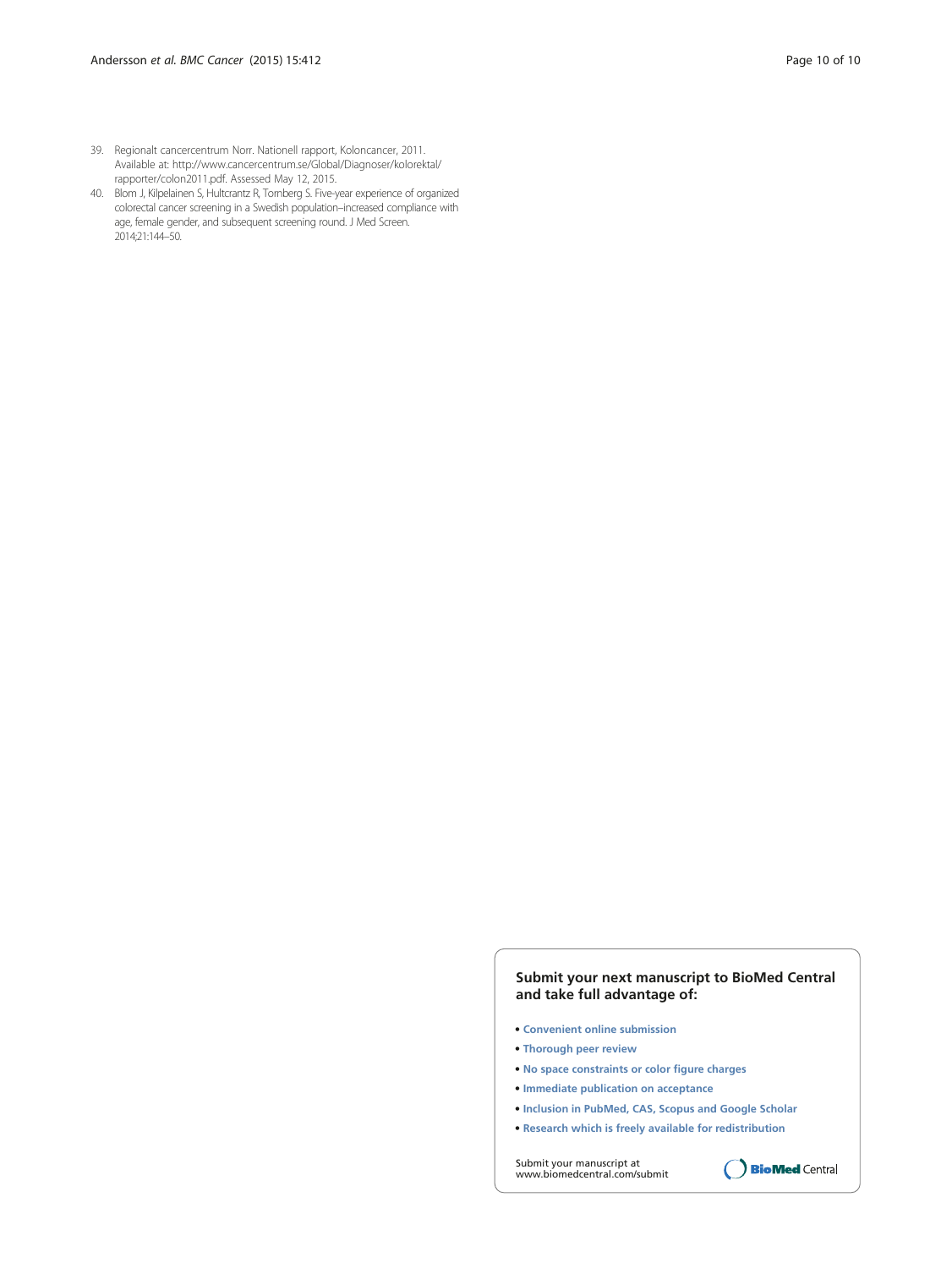39. Regionalt cancercentrum Norr. Nationell rapport, Koloncancer, 2011. Available at: http://www.cancercentrum.se/Global/Diagnoser/kolorektal/rapporter/colon2011.pdf. Assessed May 12, 2015.
40. Blom J, Kilpelainen S, Hultcrantz R, Tornberg S. Five-year experience of organized colorectal cancer screening in a Swedish population–increased compliance with age, female gender, and subsequent screening round. J Med Screen. 2014;21:144–50.

**Submit your next manuscript to BioMed Central and take full advantage of:**

- **Convenient online submission**
- **Thorough peer review**
- **No space constraints or color figure charges**
- **Immediate publication on acceptance**
- **Inclusion in PubMed, CAS, Scopus and Google Scholar**
- **Research which is freely available for redistribution**

Submit your manuscript at
www.biomedcentral.com/submit

BioMed Central